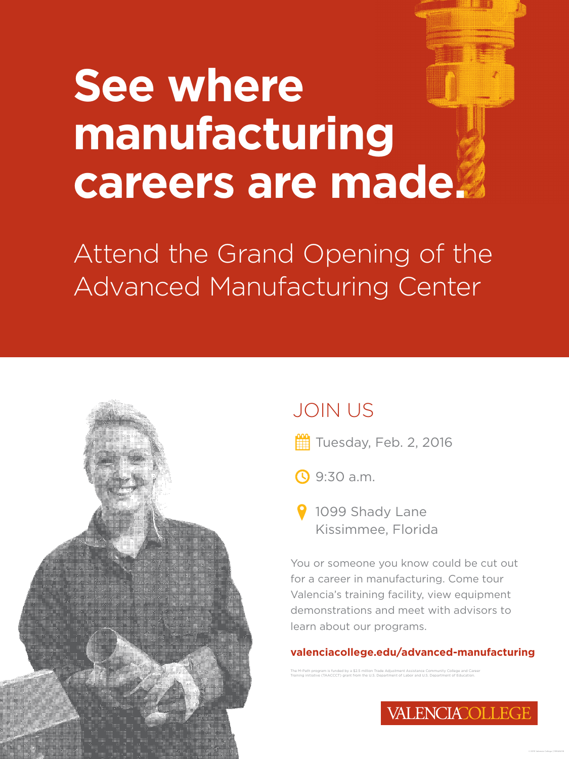# See where manufacturing careers are made.

Attend the Grand Opening of the Advanced Manufacturing Center

## JOIN US

Tuesday, Feb. 2, 2016

9:30 a.m.

1099 Shady Lane
Kissimmee, Florida

You or someone you know could be cut out for a career in manufacturing. Come tour Valencia's training facility, view equipment demonstrations and meet with advisors to learn about our programs.

**valenciacollege.edu/advanced-manufacturing**

The M-Path program is funded by a $2.5 million Trade Adjustment Assistance Community College and Career Training initiative (TAACCCT) grant from the U.S. Department of Labor and U.S. Department of Education.

VALENCIACOLLEGE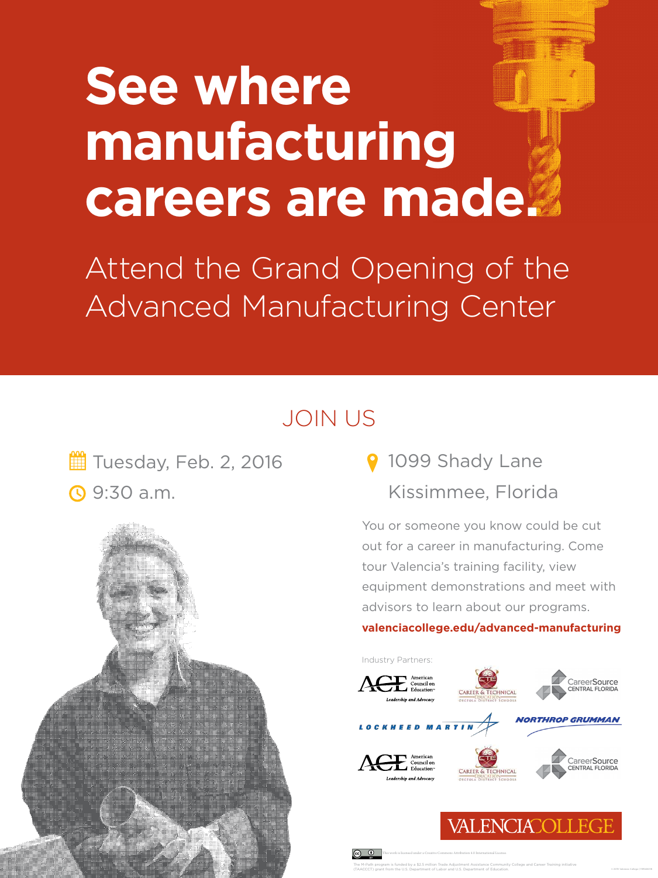# See where manufacturing careers are made.

## Attend the Grand Opening of the Advanced Manufacturing Center

### JOIN US

Tuesday, Feb. 2, 2016

9:30 a.m.

1099 Shady Lane
Kissimmee, Florida

You or someone you know could be cut out for a career in manufacturing. Come tour Valencia's training facility, view equipment demonstrations and meet with advisors to learn about our programs.

**valenciacollege.edu/advanced-manufacturing**

Industry Partners:

ACE American Council on Education Leadership and Advocacy

CTE Career & Technical Education Osceola District Schools

CareerSource Central Florida

Lockheed Martin

Northrop Grumman

ACE American Council on Education Leadership and Advocacy

CTE Career & Technical Education Osceola District Schools

CareerSource Central Florida

Valencia College

This work is licensed under a Creative Commons Attribution 4.0 International License.

The M-Path program is funded by a $2.5 million Trade Adjustment Assistance Community College and Career Training initiative (TAACCCT) grant from the U.S. Department of Labor and U.S. Department of Education.